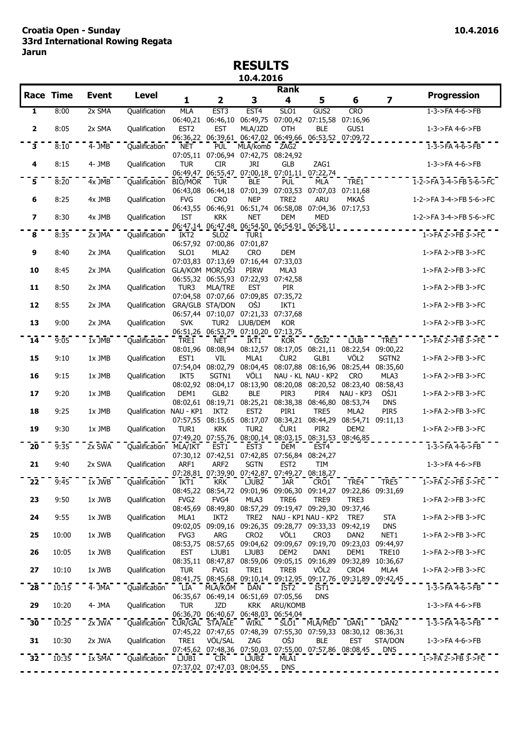**Croatia Open - Sunday**
**33rd International Rowing Regata**
**Jarun**

**10.4.2016**

# RESULTS

**10.4.2016**

| Race | Time | Event | Level | Rank 1 | 2 | 3 | 4 | 5 | 6 | 7 | Progression |
|---|---|---|---|---|---|---|---|---|---|---|---|
| 1 | 8:00 | 2x SMA | Qualification | MLA | EST3 | EST4 | SLO1 | GUS2 | CRO | | 1-3->FA 4-6->FB |
| | | | | 06:40,21 | 06:46,10 | 06:49,75 | 07:00,42 | 07:15,58 | 07:16,96 | | |
| 2 | 8:05 | 2x SMA | Qualification | EST2 | EST | MLA/JZD | OTH | BLE | GUS1 | | 1-3->FA 4-6->FB |
| | | | | 06:36,22 | 06:39,61 | 06:47,02 | 06:49,66 | 06:53,52 | 07:09,72 | | |
| 3 | 8:10 | 4- JMB | Qualification | NET | PUL | MLA/komb | ZAG2 | | | | 1-3->FA 4-6->FB |
| | | | | 07:05,11 | 07:06,94 | 07:42,75 | 08:24,92 | | | | |
| 4 | 8:15 | 4- JMB | Qualification | TUR | CIR | JRI | GLB | ZAG1 | | | 1-3->FA 4-6->FB |
| | | | | 06:49,47 | 06:55,47 | 07:00,18 | 07:01,11 | 07:22,74 | | | |
| 5 | 8:20 | 4x JMB | Qualification | BIO/MOR | TUR | BLE | PUL | MLA | TRE1 | | 1-2->FA 3-4->FB 5-6->FC |
| | | | | 06:43,08 | 06:44,18 | 07:01,39 | 07:03,53 | 07:07,03 | 07:11,68 | | |
| 6 | 8:25 | 4x JMB | Qualification | FVG | CRO | NEP | TRE2 | ARU | MKAŠ | | 1-2->FA 3-4->FB 5-6->FC |
| | | | | 06:43,55 | 06:46,91 | 06:51,74 | 06:58,08 | 07:04,36 | 07:17,53 | | |
| 7 | 8:30 | 4x JMB | Qualification | IST | KRK | NET | DEM | MED | | | 1-2->FA 3-4->FB 5-6->FC |
| | | | | 06:47,14 | 06:47,48 | 06:54,50 | 06:54,91 | 06:58,11 | | | |
| 8 | 8:35 | 2x JMA | Qualification | IKT2 | SLO2 | TUR1 | | | | | 1->FA 2->FB 3->FC |
| | | | | 06:57,92 | 07:00,86 | 07:01,87 | | | | | |
| 9 | 8:40 | 2x JMA | Qualification | SLO1 | MLA2 | CRO | DEM | | | | 1->FA 2->FB 3->FC |
| | | | | 07:03,83 | 07:13,69 | 07:16,44 | 07:33,03 | | | | |
| 10 | 8:45 | 2x JMA | Qualification | GLA/KOM | MOR/OŠJ | PIRW | MLA3 | | | | 1->FA 2->FB 3->FC |
| | | | | 06:55,32 | 06:55,93 | 07:22,93 | 07:42,58 | | | | |
| 11 | 8:50 | 2x JMA | Qualification | TUR3 | MLA/TRE | EST | PIR | | | | 1->FA 2->FB 3->FC |
| | | | | 07:04,58 | 07:07,66 | 07:09,85 | 07:35,72 | | | | |
| 12 | 8:55 | 2x JMA | Qualification | GRA/GLB | STA/DON | OŠJ | IKT1 | | | | 1->FA 2->FB 3->FC |
| | | | | 06:57,44 | 07:10,07 | 07:21,33 | 07:37,68 | | | | |
| 13 | 9:00 | 2x JMA | Qualification | SVK | TUR2 | LJUB/DEM | KOR | | | | 1->FA 2->FB 3->FC |
| | | | | 06:51,26 | 06:53,79 | 07:10,20 | 07:13,75 | | | | |
| 14 | 9:05 | 1x JMB | Qualification | TRE1 | NET | IKT1 | KOR | OŠJ2 | LJUB | TRE3 | 1->FA 2->FB 3->FC |
| | | | | 08:01,96 | 08:08,94 | 08:12,57 | 08:17,05 | 08:21,11 | 08:22,54 | 09:00,22 | |
| 15 | 9:10 | 1x JMB | Qualification | EST1 | VIL | MLA1 | ČUR2 | GLB1 | VÖL2 | SGTN2 | 1->FA 2->FB 3->FC |
| | | | | 07:54,04 | 08:02,79 | 08:04,45 | 08:07,88 | 08:16,96 | 08:25,44 | 08:35,60 | |
| 16 | 9:15 | 1x JMB | Qualification | IKT5 | SGTN1 | VÖL1 | NAU - KL | NAU - KP2 | CRO | MLA3 | 1->FA 2->FB 3->FC |
| | | | | 08:02,92 | 08:04,17 | 08:13,90 | 08:20,08 | 08:20,52 | 08:23,40 | 08:58,43 | |
| 17 | 9:20 | 1x JMB | Qualification | DEM1 | GLB2 | BLE | PIR3 | PIR4 | NAU - KP3 | OŠJ1 | 1->FA 2->FB 3->FC |
| | | | | 08:02,61 | 08:19,71 | 08:25,21 | 08:38,38 | 08:46,80 | 08:53,74 | DNS | |
| 18 | 9:25 | 1x JMB | Qualification | NAU - KP1 | IKT2 | EST2 | PIR1 | TRE5 | MLA2 | PIR5 | 1->FA 2->FB 3->FC |
| | | | | 07:57,55 | 08:15,65 | 08:17,07 | 08:34,21 | 08:44,29 | 08:54,71 | 09:11,13 | |
| 19 | 9:30 | 1x JMB | Qualification | TUR1 | KRK | TUR2 | ČUR1 | PIR2 | DEM2 | | 1->FA 2->FB 3->FC |
| | | | | 07:49,20 | 07:55,76 | 08:00,14 | 08:03,15 | 08:31,53 | 08:46,85 | | |
| 20 | 9:35 | 2x SWA | Qualification | MLA/IKT | EST1 | EST3 | DEM | EST4 | | | 1-3->FA 4-6->FB |
| | | | | 07:30,12 | 07:42,51 | 07:42,85 | 07:56,84 | 08:24,27 | | | |
| 21 | 9:40 | 2x SWA | Qualification | ARF1 | ARF2 | SGTN | EST2 | TIM | | | 1-3->FA 4-6->FB |
| | | | | 07:28,81 | 07:39,90 | 07:42,87 | 07:49,27 | 08:18,27 | | | |
| 22 | 9:45 | 1x JWB | Qualification | IKT1 | KRK | LJUB2 | JAR | CRO1 | TRE4 | TRE5 | 1->FA 2->FB 3->FC |
| | | | | 08:45,22 | 08:54,72 | 09:01,96 | 09:06,30 | 09:14,27 | 09:22,86 | 09:31,69 | |
| 23 | 9:50 | 1x JWB | Qualification | FVG2 | FVG4 | MLA3 | TRE6 | TRE9 | TRE3 | | 1->FA 2->FB 3->FC |
| | | | | 08:45,69 | 08:49,80 | 08:57,29 | 09:19,47 | 09:29,30 | 09:37,46 | | |
| 24 | 9:55 | 1x JWB | Qualification | MLA1 | IKT2 | TRE2 | NAU - KP1 | NAU - KP2 | TRE7 | STA | 1->FA 2->FB 3->FC |
| | | | | 09:02,05 | 09:09,16 | 09:26,35 | 09:28,77 | 09:33,33 | 09:42,19 | DNS | |
| 25 | 10:00 | 1x JWB | Qualification | FVG3 | ARG | CRO2 | VÖL1 | CRO3 | DAN2 | NET1 | 1->FA 2->FB 3->FC |
| | | | | 08:53,75 | 08:57,65 | 09:04,62 | 09:09,67 | 09:19,70 | 09:23,03 | 09:44,97 | |
| 26 | 10:05 | 1x JWB | Qualification | EST | LJUB1 | LJUB3 | DEM2 | DAN1 | DEM1 | TRE10 | 1->FA 2->FB 3->FC |
| | | | | 08:35,11 | 08:47,87 | 08:59,06 | 09:05,15 | 09:16,89 | 09:32,89 | 10:36,67 | |
| 27 | 10:10 | 1x JWB | Qualification | TUR | FVG1 | TRE1 | TRE8 | VÖL2 | CRO4 | MLA4 | 1->FA 2->FB 3->FC |
| | | | | 08:41,75 | 08:45,68 | 09:10,14 | 09:12,95 | 09:17,76 | 09:31,89 | 09:42,45 | |
| 28 | 10:15 | 4- JMA | Qualification | LIA | MLA/KOM | DAN | IST2 | IST1 | | | 1-3->FA 4-6->FB |
| | | | | 06:35,67 | 06:49,14 | 06:51,69 | 07:05,56 | DNS | | | |
| 29 | 10:20 | 4- JMA | Qualification | TUR | JZD | KRK | ARU/KOMB | | | | 1-3->FA 4-6->FB |
| | | | | 06:36,70 | 06:40,67 | 06:48,03 | 06:54,04 | | | | |
| 30 | 10:25 | 2x JWA | Qualification | ČUR/GAL | STA/ALE | WIKL | SLO1 | MLA/MED | DAN1 | DAN2 | 1-3->FA 4-6->FB |
| | | | | 07:45,22 | 07:47,65 | 07:48,39 | 07:55,30 | 07:59,33 | 08:30,12 | 08:36,31 | |
| 31 | 10:30 | 2x JWA | Qualification | TRE1 | VÖL/SAL | ZAG | OŠJ | BLE | EST | STA/DON | 1-3->FA 4-6->FB |
| | | | | 07:45,62 | 07:48,36 | 07:50,03 | 07:55,00 | 07:57,86 | 08:08,45 | DNS | |
| 32 | 10:35 | 1x SMA | Qualification | LJUB1 | CIR | LJUB2 | MLA1 | | | | 1->FA 2->FB 3->FC |
| | | | | 07:37,02 | 07:47,03 | 08:04,55 | DNS | | | | |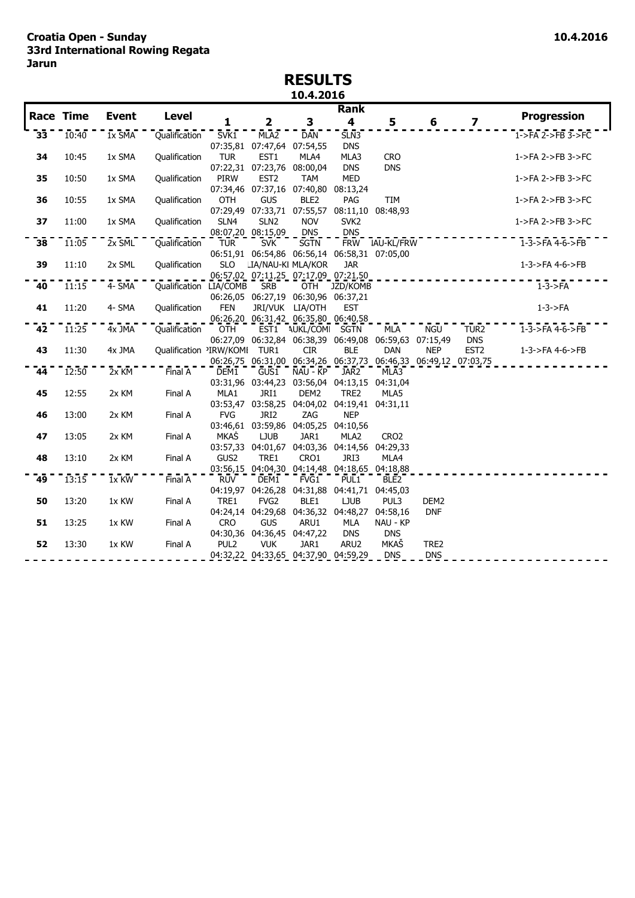**Croatia Open - Sunday**
**33rd International Rowing Regata**
**Jarun**

**10.4.2016**

# RESULTS

**10.4.2016**

| Race | Time | Event | Level | Rank 1 | 2 | 3 | 4 | 5 | 6 | 7 | Progression |
|---|---|---|---|---|---|---|---|---|---|---|---|
| 33 | 10:40 | 1x SMA | Qualification | SVK1 | MLA2 | DAN | SLN3 | | | | 1->FA 2->FB 3->FC |
| | | | | 07:35,81 | 07:47,64 | 07:54,55 | DNS | | | | |
| 34 | 10:45 | 1x SMA | Qualification | TUR | EST1 | MLA4 | MLA3 | CRO | | | 1->FA 2->FB 3->FC |
| | | | | 07:22,31 | 07:23,76 | 08:00,04 | DNS | DNS | | | |
| 35 | 10:50 | 1x SMA | Qualification | PIRW | EST2 | TAM | MED | | | | 1->FA 2->FB 3->FC |
| | | | | 07:34,46 | 07:37,16 | 07:40,80 | 08:13,24 | | | | |
| 36 | 10:55 | 1x SMA | Qualification | OTH | GUS | BLE2 | PAG | TIM | | | 1->FA 2->FB 3->FC |
| | | | | 07:29,49 | 07:33,71 | 07:55,57 | 08:11,10 | 08:48,93 | | | |
| 37 | 11:00 | 1x SMA | Qualification | SLN4 | SLN2 | NOV | SVK2 | | | | 1->FA 2->FB 3->FC |
| | | | | 08:07,20 | 08:15,09 | DNS | DNS | | | | |
| 38 | 11:05 | 2x SML | Qualification | TUR | SVK | SGTN | FRW | IAU-KL/FRW | | | 1-3->FA 4-6->FB |
| | | | | 06:51,91 | 06:54,86 | 06:56,14 | 06:58,31 | 07:05,00 | | | |
| 39 | 11:10 | 2x SML | Qualification | SLO | LIA/NAU-KI | MLA/KOR | JAR | | | | 1-3->FA 4-6->FB |
| | | | | 06:57,02 | 07:11,25 | 07:17,09 | 07:21,50 | | | | |
| 40 | 11:15 | 4- SMA | Qualification | LIA/COMB | SRB | OTH | JZD/KOMB | | | | 1-3->FA |
| | | | | 06:26,05 | 06:27,19 | 06:30,96 | 06:37,21 | | | | |
| 41 | 11:20 | 4- SMA | Qualification | FEN | JRI/VUK | LIA/OTH | EST | | | | 1-3->FA |
| | | | | 06:26,20 | 06:31,42 | 06:35,80 | 06:40,58 | | | | |
| 42 | 11:25 | 4x JMA | Qualification | OTH | EST1 | AUKL/COMI | SGTN | MLA | NGU | TUR2 | 1-3->FA 4-6->FB |
| | | | | 06:27,09 | 06:32,84 | 06:38,39 | 06:49,08 | 06:59,63 | 07:15,49 | DNS | |
| 43 | 11:30 | 4x JMA | Qualification | PIRW/KOMI | TUR1 | CIR | BLE | DAN | NEP | EST2 | 1-3->FA 4-6->FB |
| | | | | 06:26,75 | 06:31,00 | 06:34,26 | 06:37,73 | 06:46,33 | 06:49,12 | 07:03,75 | |
| 44 | 12:50 | 2x KM | Final A | DEM1 | GUS1 | NAU - KP | JAR2 | MLA3 | | | |
| | | | | 03:31,96 | 03:44,23 | 03:56,04 | 04:13,15 | 04:31,04 | | | |
| 45 | 12:55 | 2x KM | Final A | MLA1 | JRI1 | DEM2 | TRE2 | MLA5 | | | |
| | | | | 03:53,47 | 03:58,25 | 04:04,02 | 04:19,41 | 04:31,11 | | | |
| 46 | 13:00 | 2x KM | Final A | FVG | JRI2 | ZAG | NEP | | | | |
| | | | | 03:46,61 | 03:59,86 | 04:05,25 | 04:10,56 | | | | |
| 47 | 13:05 | 2x KM | Final A | MKAŠ | LJUB | JAR1 | MLA2 | CRO2 | | | |
| | | | | 03:57,33 | 04:01,67 | 04:03,36 | 04:14,56 | 04:29,33 | | | |
| 48 | 13:10 | 2x KM | Final A | GUS2 | TRE1 | CRO1 | JRI3 | MLA4 | | | |
| | | | | 03:56,15 | 04:04,30 | 04:14,48 | 04:18,65 | 04:18,88 | | | |
| 49 | 13:15 | 1x KW | Final A | RUV | DEM1 | FVG1 | PUL1 | BLE2 | | | |
| | | | | 04:19,97 | 04:26,28 | 04:31,88 | 04:41,71 | 04:45,03 | | | |
| 50 | 13:20 | 1x KW | Final A | TRE1 | FVG2 | BLE1 | LJUB | PUL3 | DEM2 | | |
| | | | | 04:24,14 | 04:29,68 | 04:36,32 | 04:48,27 | 04:58,16 | DNF | | |
| 51 | 13:25 | 1x KW | Final A | CRO | GUS | ARU1 | MLA | NAU - KP | | | |
| | | | | 04:30,36 | 04:36,45 | 04:47,22 | DNS | DNS | | | |
| 52 | 13:30 | 1x KW | Final A | PUL2 | VUK | JAR1 | ARU2 | MKAŠ | TRE2 | | |
| | | | | 04:32,22 | 04:33,65 | 04:37,90 | 04:59,29 | DNS | DNS | | |